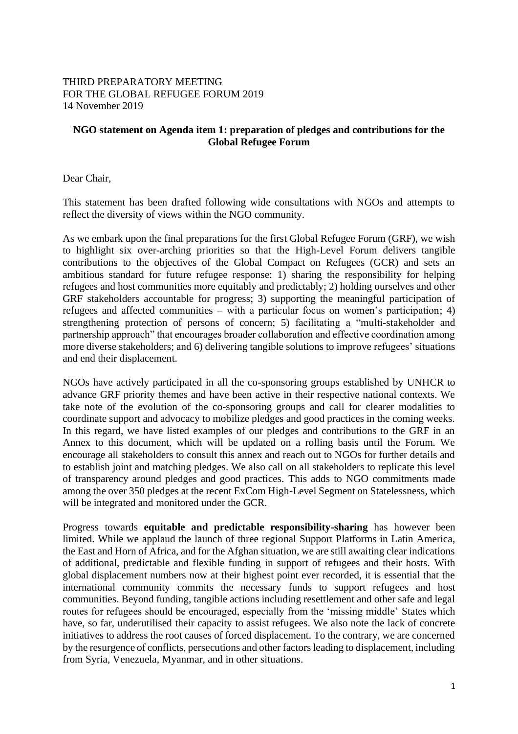THIRD PREPARATORY MEETING
FOR THE GLOBAL REFUGEE FORUM 2019
14 November 2019

**NGO statement on Agenda item 1: preparation of pledges and contributions for the Global Refugee Forum**

Dear Chair,

This statement has been drafted following wide consultations with NGOs and attempts to reflect the diversity of views within the NGO community.

As we embark upon the final preparations for the first Global Refugee Forum (GRF), we wish to highlight six over-arching priorities so that the High-Level Forum delivers tangible contributions to the objectives of the Global Compact on Refugees (GCR) and sets an ambitious standard for future refugee response: 1) sharing the responsibility for helping refugees and host communities more equitably and predictably; 2) holding ourselves and other GRF stakeholders accountable for progress; 3) supporting the meaningful participation of refugees and affected communities – with a particular focus on women's participation; 4) strengthening protection of persons of concern; 5) facilitating a "multi-stakeholder and partnership approach" that encourages broader collaboration and effective coordination among more diverse stakeholders; and 6) delivering tangible solutions to improve refugees' situations and end their displacement.

NGOs have actively participated in all the co-sponsoring groups established by UNHCR to advance GRF priority themes and have been active in their respective national contexts. We take note of the evolution of the co-sponsoring groups and call for clearer modalities to coordinate support and advocacy to mobilize pledges and good practices in the coming weeks. In this regard, we have listed examples of our pledges and contributions to the GRF in an Annex to this document, which will be updated on a rolling basis until the Forum. We encourage all stakeholders to consult this annex and reach out to NGOs for further details and to establish joint and matching pledges. We also call on all stakeholders to replicate this level of transparency around pledges and good practices. This adds to NGO commitments made among the over 350 pledges at the recent ExCom High-Level Segment on Statelessness, which will be integrated and monitored under the GCR.

Progress towards **equitable and predictable responsibility-sharing** has however been limited. While we applaud the launch of three regional Support Platforms in Latin America, the East and Horn of Africa, and for the Afghan situation, we are still awaiting clear indications of additional, predictable and flexible funding in support of refugees and their hosts. With global displacement numbers now at their highest point ever recorded, it is essential that the international community commits the necessary funds to support refugees and host communities. Beyond funding, tangible actions including resettlement and other safe and legal routes for refugees should be encouraged, especially from the 'missing middle' States which have, so far, underutilised their capacity to assist refugees. We also note the lack of concrete initiatives to address the root causes of forced displacement. To the contrary, we are concerned by the resurgence of conflicts, persecutions and other factors leading to displacement, including from Syria, Venezuela, Myanmar, and in other situations.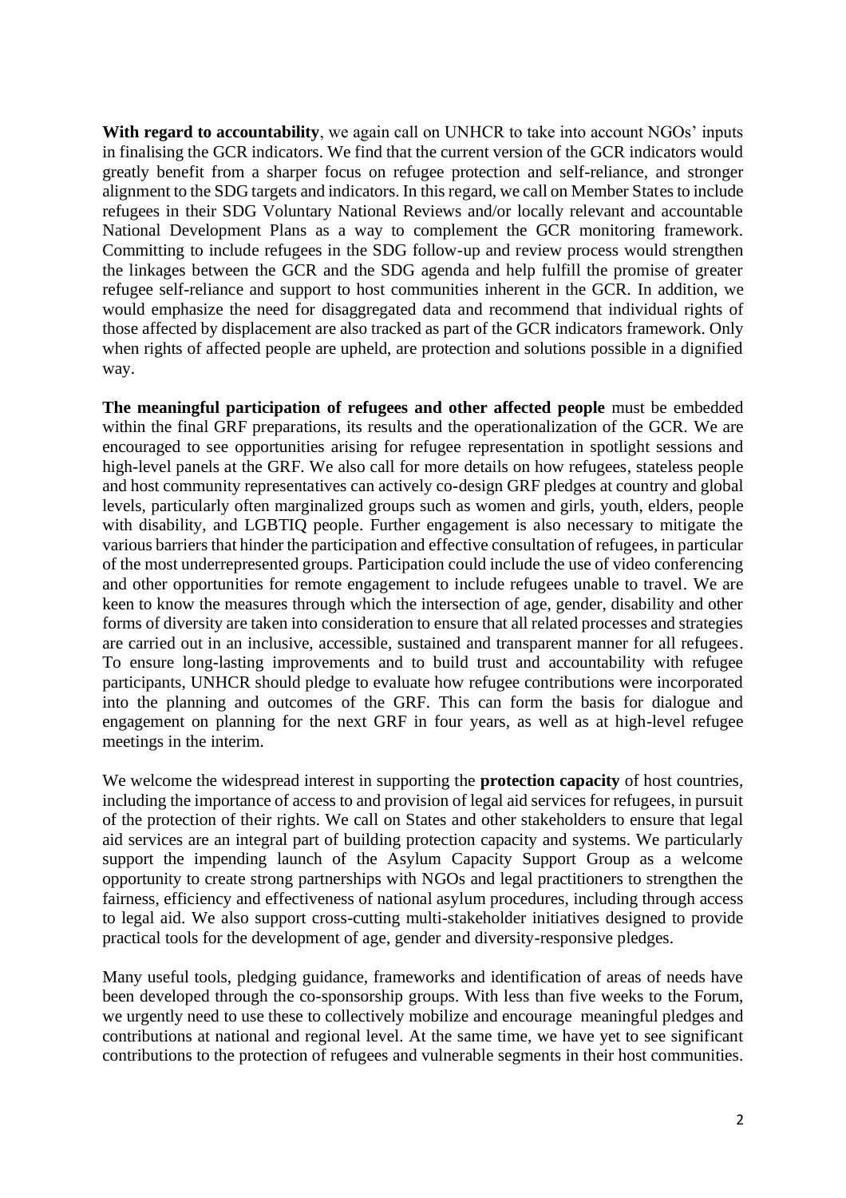**With regard to accountability**, we again call on UNHCR to take into account NGOs' inputs in finalising the GCR indicators. We find that the current version of the GCR indicators would greatly benefit from a sharper focus on refugee protection and self-reliance, and stronger alignment to the SDG targets and indicators. In this regard, we call on Member States to include refugees in their SDG Voluntary National Reviews and/or locally relevant and accountable National Development Plans as a way to complement the GCR monitoring framework. Committing to include refugees in the SDG follow-up and review process would strengthen the linkages between the GCR and the SDG agenda and help fulfill the promise of greater refugee self-reliance and support to host communities inherent in the GCR. In addition, we would emphasize the need for disaggregated data and recommend that individual rights of those affected by displacement are also tracked as part of the GCR indicators framework. Only when rights of affected people are upheld, are protection and solutions possible in a dignified way.

**The meaningful participation of refugees and other affected people** must be embedded within the final GRF preparations, its results and the operationalization of the GCR. We are encouraged to see opportunities arising for refugee representation in spotlight sessions and high-level panels at the GRF. We also call for more details on how refugees, stateless people and host community representatives can actively co-design GRF pledges at country and global levels, particularly often marginalized groups such as women and girls, youth, elders, people with disability, and LGBTIQ people. Further engagement is also necessary to mitigate the various barriers that hinder the participation and effective consultation of refugees, in particular of the most underrepresented groups. Participation could include the use of video conferencing and other opportunities for remote engagement to include refugees unable to travel. We are keen to know the measures through which the intersection of age, gender, disability and other forms of diversity are taken into consideration to ensure that all related processes and strategies are carried out in an inclusive, accessible, sustained and transparent manner for all refugees. To ensure long-lasting improvements and to build trust and accountability with refugee participants, UNHCR should pledge to evaluate how refugee contributions were incorporated into the planning and outcomes of the GRF. This can form the basis for dialogue and engagement on planning for the next GRF in four years, as well as at high-level refugee meetings in the interim.

We welcome the widespread interest in supporting the **protection capacity** of host countries, including the importance of access to and provision of legal aid services for refugees, in pursuit of the protection of their rights. We call on States and other stakeholders to ensure that legal aid services are an integral part of building protection capacity and systems. We particularly support the impending launch of the Asylum Capacity Support Group as a welcome opportunity to create strong partnerships with NGOs and legal practitioners to strengthen the fairness, efficiency and effectiveness of national asylum procedures, including through access to legal aid. We also support cross-cutting multi-stakeholder initiatives designed to provide practical tools for the development of age, gender and diversity-responsive pledges.

Many useful tools, pledging guidance, frameworks and identification of areas of needs have been developed through the co-sponsorship groups. With less than five weeks to the Forum, we urgently need to use these to collectively mobilize and encourage meaningful pledges and contributions at national and regional level. At the same time, we have yet to see significant contributions to the protection of refugees and vulnerable segments in their host communities.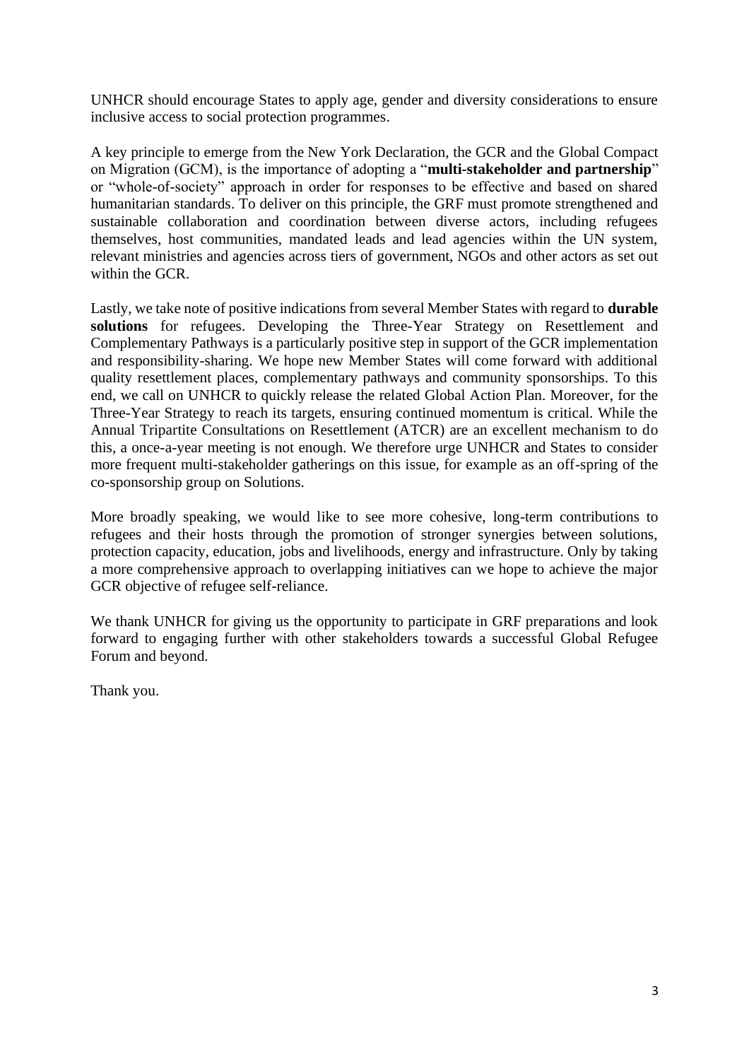UNHCR should encourage States to apply age, gender and diversity considerations to ensure inclusive access to social protection programmes.

A key principle to emerge from the New York Declaration, the GCR and the Global Compact on Migration (GCM), is the importance of adopting a "**multi-stakeholder and partnership**" or "whole-of-society" approach in order for responses to be effective and based on shared humanitarian standards. To deliver on this principle, the GRF must promote strengthened and sustainable collaboration and coordination between diverse actors, including refugees themselves, host communities, mandated leads and lead agencies within the UN system, relevant ministries and agencies across tiers of government, NGOs and other actors as set out within the GCR.

Lastly, we take note of positive indications from several Member States with regard to **durable solutions** for refugees. Developing the Three-Year Strategy on Resettlement and Complementary Pathways is a particularly positive step in support of the GCR implementation and responsibility-sharing. We hope new Member States will come forward with additional quality resettlement places, complementary pathways and community sponsorships. To this end, we call on UNHCR to quickly release the related Global Action Plan. Moreover, for the Three-Year Strategy to reach its targets, ensuring continued momentum is critical. While the Annual Tripartite Consultations on Resettlement (ATCR) are an excellent mechanism to do this, a once-a-year meeting is not enough. We therefore urge UNHCR and States to consider more frequent multi-stakeholder gatherings on this issue, for example as an off-spring of the co-sponsorship group on Solutions.

More broadly speaking, we would like to see more cohesive, long-term contributions to refugees and their hosts through the promotion of stronger synergies between solutions, protection capacity, education, jobs and livelihoods, energy and infrastructure. Only by taking a more comprehensive approach to overlapping initiatives can we hope to achieve the major GCR objective of refugee self-reliance.

We thank UNHCR for giving us the opportunity to participate in GRF preparations and look forward to engaging further with other stakeholders towards a successful Global Refugee Forum and beyond.

Thank you.